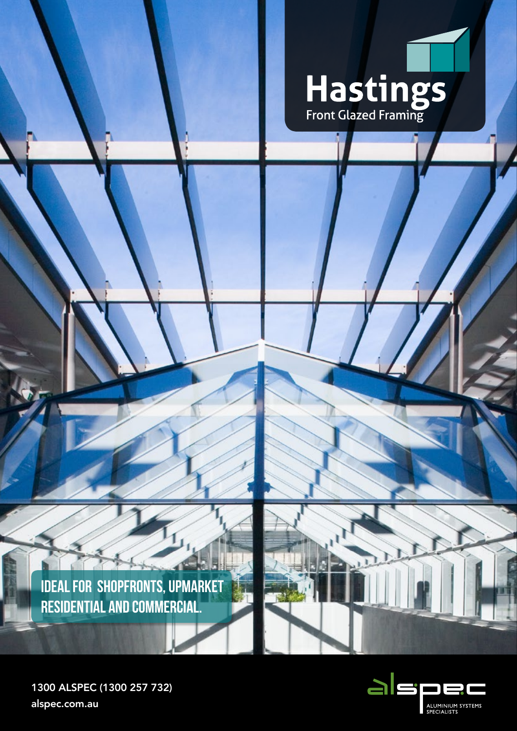# Hastings

Front Glazed Framing

**IDEAL FOR SHOPFRONTS, UPMARKET RESIDENTIAL AND COMMERCIAL.**

1300 ALSPEC (1300 257 732)

alspec.com.au

alspec

ALUMINIUM SYSTEMS SPECIALISTS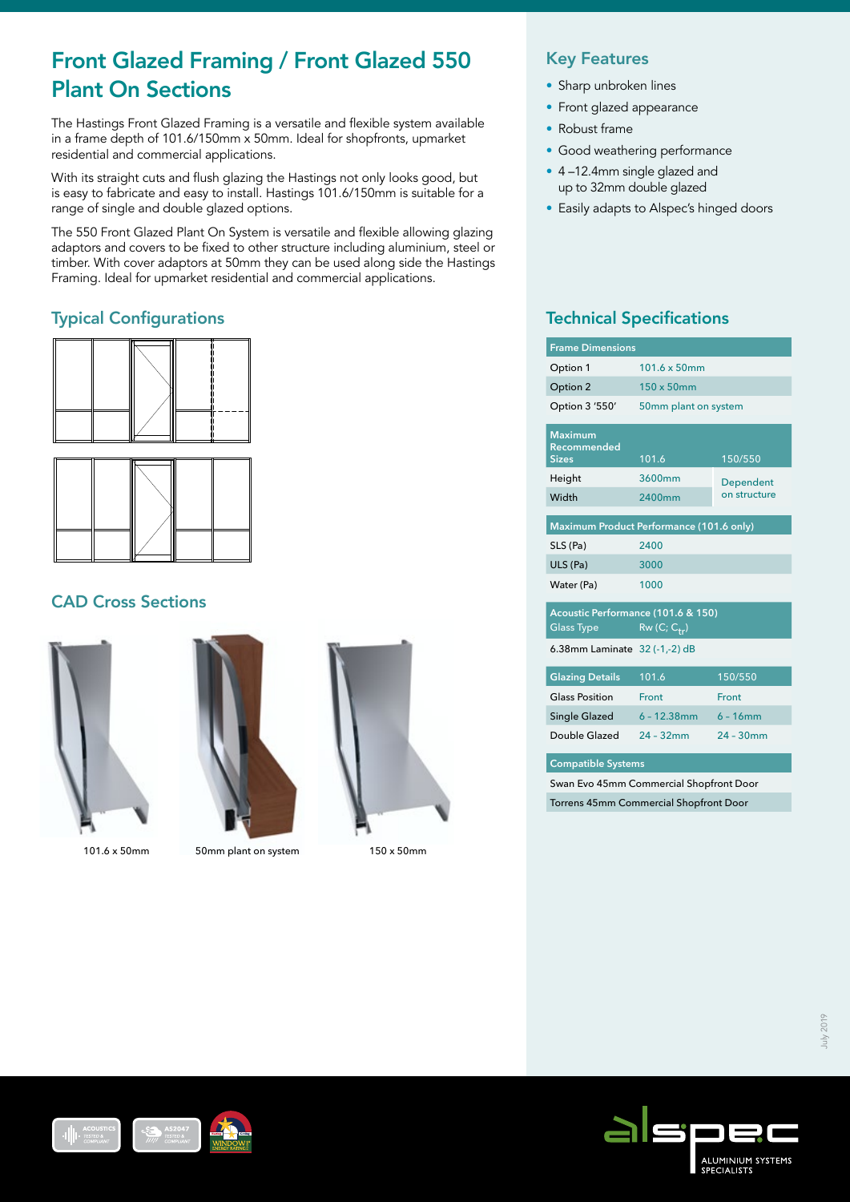# Front Glazed Framing / Front Glazed 550 Plant On Sections

The Hastings Front Glazed Framing is a versatile and flexible system available in a frame depth of 101.6/150mm x 50mm. Ideal for shopfronts, upmarket residential and commercial applications.

With its straight cuts and flush glazing the Hastings not only looks good, but is easy to fabricate and easy to install. Hastings 101.6/150mm is suitable for a range of single and double glazed options.

The 550 Front Glazed Plant On System is versatile and flexible allowing glazing adaptors and covers to be fixed to other structure including aluminium, steel or timber. With cover adaptors at 50mm they can be used along side the Hastings Framing. Ideal for upmarket residential and commercial applications.

## Typical Configurations

## CAD Cross Sections

101.6 x 50mm

50mm plant on system

150 x 50mm

## Key Features

- Sharp unbroken lines
- Front glazed appearance
- Robust frame
- Good weathering performance
- 4 –12.4mm single glazed and up to 32mm double glazed
- Easily adapts to Alspec's hinged doors

## Technical Specifications

| Frame Dimensions | | |
|---|---|---|
| Option 1 | 101.6 x 50mm | |
| Option 2 | 150 x 50mm | |
| Option 3 '550' | 50mm plant on system | |

| Maximum Recommended Sizes | 101.6 | 150/550 |
|---|---|---|
| Height | 3600mm | Dependent on structure |
| Width | 2400mm | |

| Maximum Product Performance (101.6 only) | |
|---|---|
| SLS (Pa) | 2400 |
| ULS (Pa) | 3000 |
| Water (Pa) | 1000 |

| Acoustic Performance (101.6 & 150) Glass Type | $R_w$ (C; $C_{tr}$) |
|---|---|
| 6.38mm Laminate | 32 (-1,-2) dB |

| Glazing Details | 101.6 | 150/550 |
|---|---|---|
| Glass Position | Front | Front |
| Single Glazed | 6 - 12.38mm | 6 - 16mm |
| Double Glazed | 24 - 32mm | 24 - 30mm |

| Compatible Systems |
|---|
| Swan Evo 45mm Commercial Shopfront Door |
| Torrens 45mm Commercial Shopfront Door |

July 2019